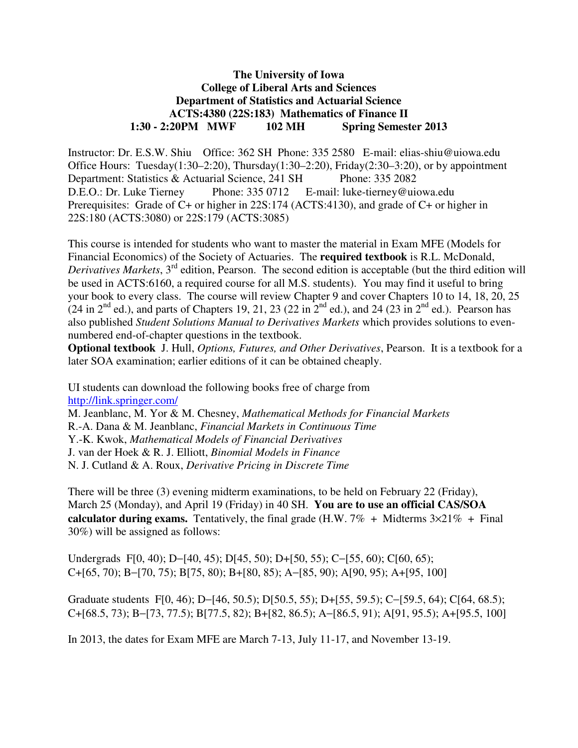# The University of Iowa
## College of Liberal Arts and Sciences
## Department of Statistics and Actuarial Science
## ACTS:4380 (22S:183) Mathematics of Finance II
### 1:30 - 2:20PM MWF 102 MH Spring Semester 2013

Instructor: Dr. E.S.W. Shiu Office: 362 SH Phone: 335 2580 E-mail: elias-shiu@uiowa.edu
Office Hours: Tuesday(1:30–2:20), Thursday(1:30–2:20), Friday(2:30–3:20), or by appointment
Department: Statistics & Actuarial Science, 241 SH Phone: 335 2082
D.E.O.: Dr. Luke Tierney Phone: 335 0712 E-mail: luke-tierney@uiowa.edu
Prerequisites: Grade of C+ or higher in 22S:174 (ACTS:4130), and grade of C+ or higher in 22S:180 (ACTS:3080) or 22S:179 (ACTS:3085)

This course is intended for students who want to master the material in Exam MFE (Models for Financial Economics) of the Society of Actuaries. The **required textbook** is R.L. McDonald, *Derivatives Markets*, 3rd edition, Pearson. The second edition is acceptable (but the third edition will be used in ACTS:6160, a required course for all M.S. students). You may find it useful to bring your book to every class. The course will review Chapter 9 and cover Chapters 10 to 14, 18, 20, 25 (24 in 2nd ed.), and parts of Chapters 19, 21, 23 (22 in 2nd ed.), and 24 (23 in 2nd ed.). Pearson has also published *Student Solutions Manual to Derivatives Markets* which provides solutions to even-numbered end-of-chapter questions in the textbook.
**Optional textbook** J. Hull, *Options, Futures, and Other Derivatives*, Pearson. It is a textbook for a later SOA examination; earlier editions of it can be obtained cheaply.

UI students can download the following books free of charge from
http://link.springer.com/
M. Jeanblanc, M. Yor & M. Chesney, *Mathematical Methods for Financial Markets*
R.-A. Dana & M. Jeanblanc, *Financial Markets in Continuous Time*
Y.-K. Kwok, *Mathematical Models of Financial Derivatives*
J. van der Hoek & R. J. Elliott, *Binomial Models in Finance*
N. J. Cutland & A. Roux, *Derivative Pricing in Discrete Time*

There will be three (3) evening midterm examinations, to be held on February 22 (Friday), March 25 (Monday), and April 19 (Friday) in 40 SH. **You are to use an official CAS/SOA calculator during exams.** Tentatively, the final grade (H.W. 7% + Midterms 3×21% + Final 30%) will be assigned as follows:

Undergrads F[0, 40); D−[40, 45); D[45, 50); D+[50, 55); C−[55, 60); C[60, 65); C+[65, 70); B−[70, 75); B[75, 80); B+[80, 85); A−[85, 90); A[90, 95); A+[95, 100]

Graduate students F[0, 46); D−[46, 50.5); D[50.5, 55); D+[55, 59.5); C−[59.5, 64); C[64, 68.5); C+[68.5, 73); B−[73, 77.5); B[77.5, 82); B+[82, 86.5); A−[86.5, 91); A[91, 95.5); A+[95.5, 100]

In 2013, the dates for Exam MFE are March 7-13, July 11-17, and November 13-19.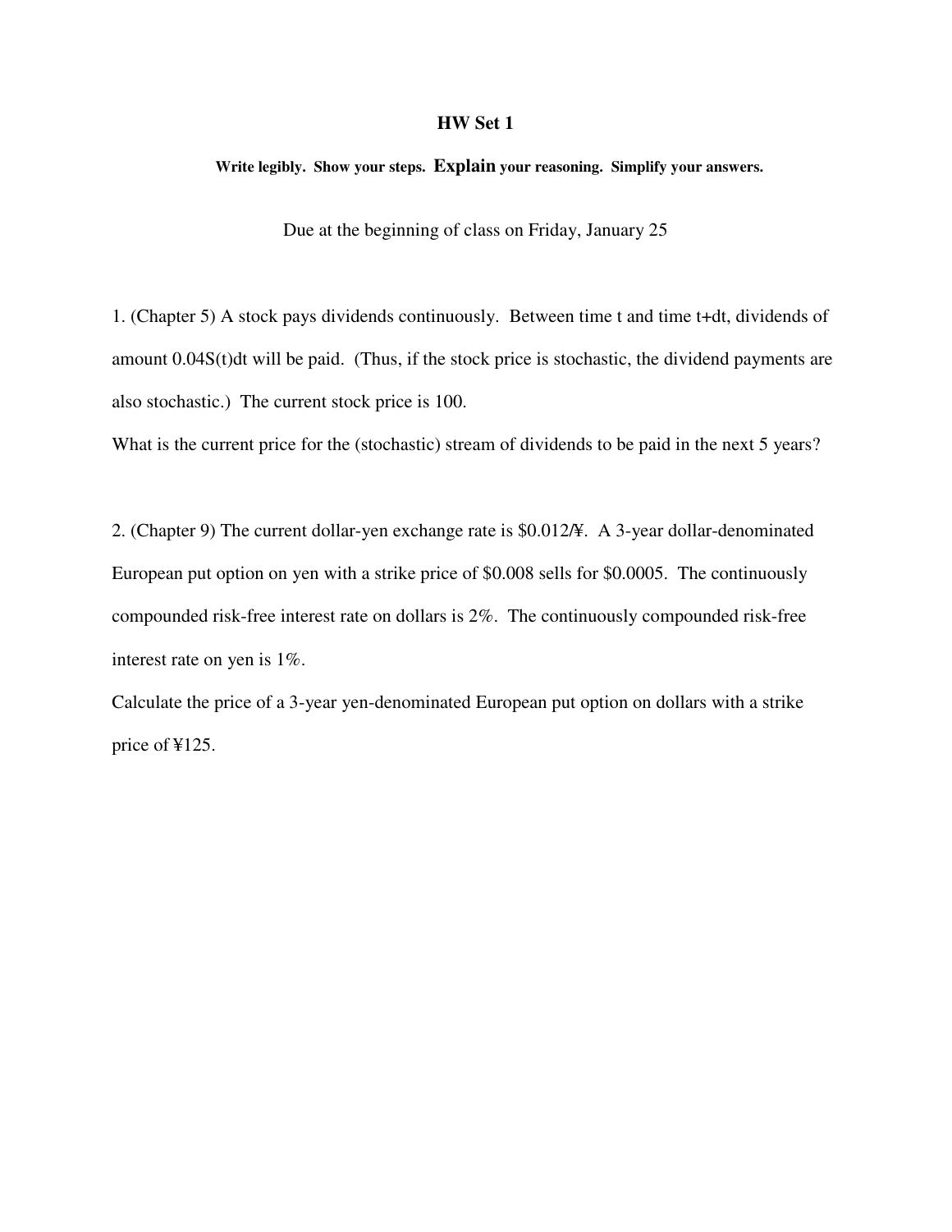# HW Set 1

**Write legibly. Show your steps. Explain your reasoning. Simplify your answers.**

Due at the beginning of class on Friday, January 25

1. (Chapter 5) A stock pays dividends continuously. Between time t and time t+dt, dividends of amount $0.04S(t)dt$ will be paid. (Thus, if the stock price is stochastic, the dividend payments are also stochastic.) The current stock price is 100.

What is the current price for the (stochastic) stream of dividends to be paid in the next 5 years?

2. (Chapter 9) The current dollar-yen exchange rate is \$0.012/¥. A 3-year dollar-denominated European put option on yen with a strike price of \$0.008 sells for \$0.0005. The continuously compounded risk-free interest rate on dollars is 2%. The continuously compounded risk-free interest rate on yen is 1%.

Calculate the price of a 3-year yen-denominated European put option on dollars with a strike price of ¥125.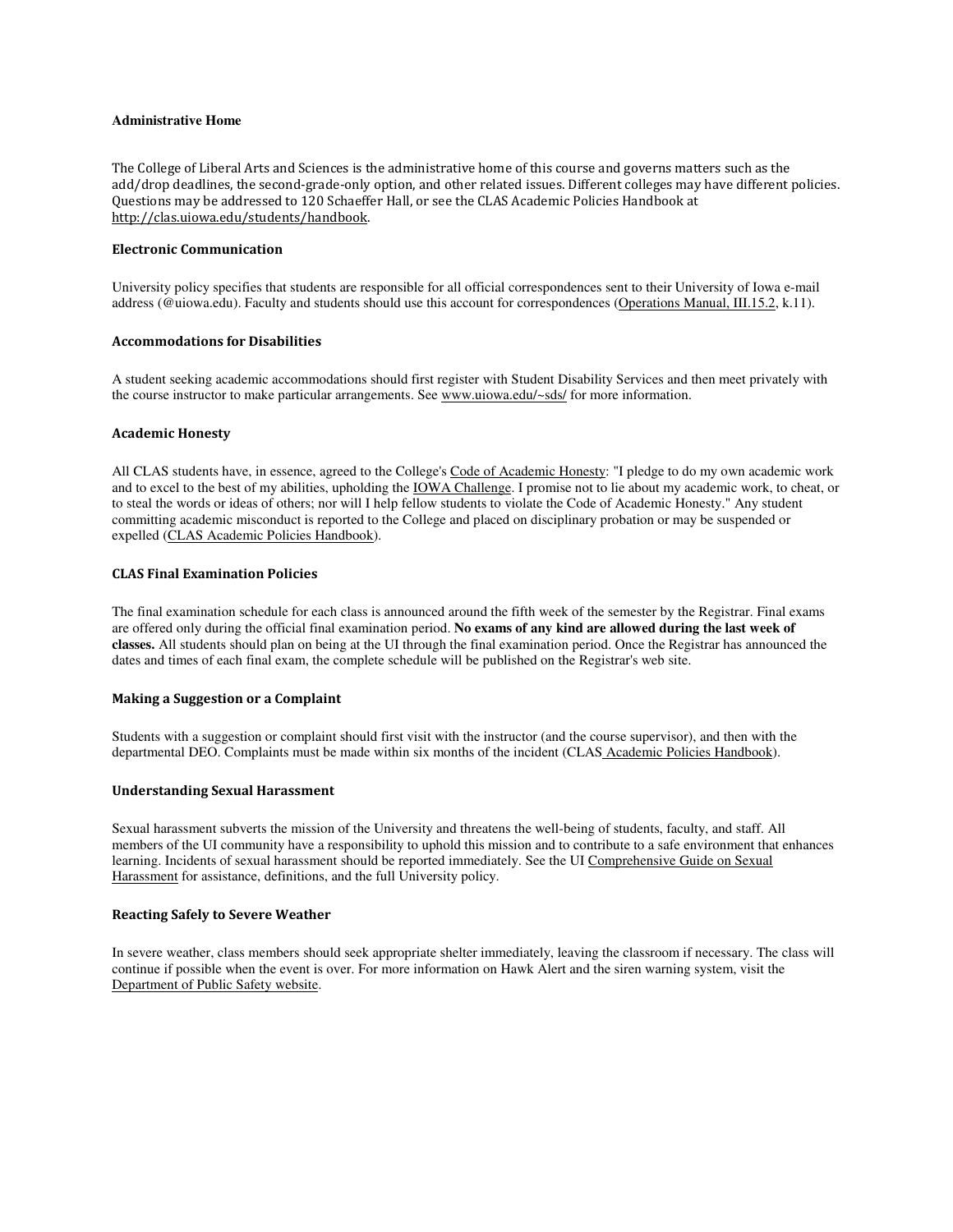### Administrative Home

The College of Liberal Arts and Sciences is the administrative home of this course and governs matters such as the add/drop deadlines, the second-grade-only option, and other related issues. Different colleges may have different policies. Questions may be addressed to 120 Schaeffer Hall, or see the CLAS Academic Policies Handbook at http://clas.uiowa.edu/students/handbook.

### Electronic Communication

University policy specifies that students are responsible for all official correspondences sent to their University of Iowa e-mail address (@uiowa.edu). Faculty and students should use this account for correspondences (Operations Manual, III.15.2, k.11).

### Accommodations for Disabilities

A student seeking academic accommodations should first register with Student Disability Services and then meet privately with the course instructor to make particular arrangements. See www.uiowa.edu/~sds/ for more information.

### Academic Honesty

All CLAS students have, in essence, agreed to the College's Code of Academic Honesty: "I pledge to do my own academic work and to excel to the best of my abilities, upholding the IOWA Challenge. I promise not to lie about my academic work, to cheat, or to steal the words or ideas of others; nor will I help fellow students to violate the Code of Academic Honesty." Any student committing academic misconduct is reported to the College and placed on disciplinary probation or may be suspended or expelled (CLAS Academic Policies Handbook).

### CLAS Final Examination Policies

The final examination schedule for each class is announced around the fifth week of the semester by the Registrar. Final exams are offered only during the official final examination period. **No exams of any kind are allowed during the last week of classes.** All students should plan on being at the UI through the final examination period. Once the Registrar has announced the dates and times of each final exam, the complete schedule will be published on the Registrar's web site.

### Making a Suggestion or a Complaint

Students with a suggestion or complaint should first visit with the instructor (and the course supervisor), and then with the departmental DEO. Complaints must be made within six months of the incident (CLAS Academic Policies Handbook).

### Understanding Sexual Harassment

Sexual harassment subverts the mission of the University and threatens the well-being of students, faculty, and staff. All members of the UI community have a responsibility to uphold this mission and to contribute to a safe environment that enhances learning. Incidents of sexual harassment should be reported immediately. See the UI Comprehensive Guide on Sexual Harassment for assistance, definitions, and the full University policy.

### Reacting Safely to Severe Weather

In severe weather, class members should seek appropriate shelter immediately, leaving the classroom if necessary. The class will continue if possible when the event is over. For more information on Hawk Alert and the siren warning system, visit the Department of Public Safety website.